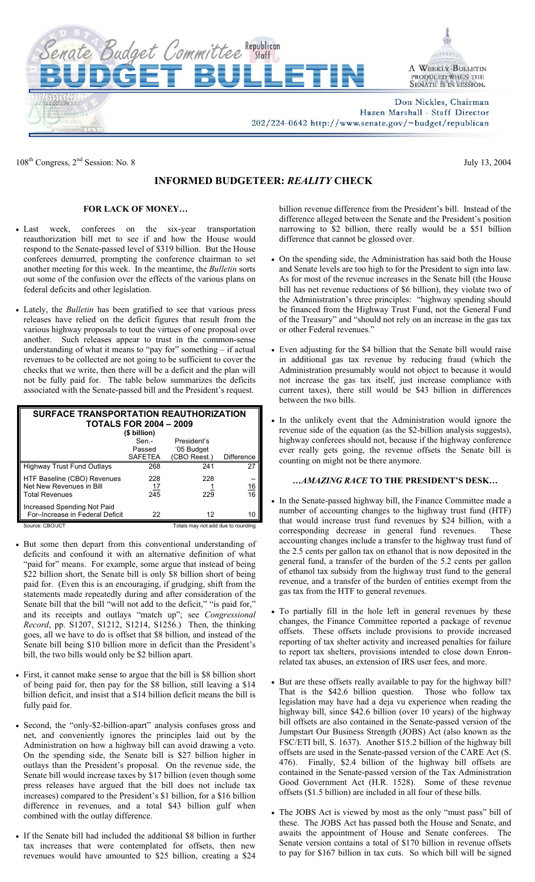# Senate Budget Committee Republican Staff BUDGET BULLETIN

A WEEKLY BULLETIN PRODUCED WHEN THE SENATE IS IN SESSION.

Don Nickles, Chairman
Hazen Marshall - Staff Director
202/224-0642 http://www.senate.gov/~budget/republican

108th Congress, 2nd Session: No. 8 July 13, 2004

## INFORMED BUDGETEER: *REALITY* CHECK

### FOR LACK OF MONEY…

- Last week, conferees on the six-year transportation reauthorization bill met to see if and how the House would respond to the Senate-passed level of $319 billion. But the House conferees demurred, prompting the conference chairman to set another meeting for this week. In the meantime, the *Bulletin* sorts out some of the confusion over the effects of the various plans on federal deficits and other legislation.

- Lately, the *Bulletin* has been gratified to see that various press releases have relied on the deficit figures that result from the various highway proposals to tout the virtues of one proposal over another. Such releases appear to trust in the common-sense understanding of what it means to "pay for" something – if actual revenues to be collected are not going to be sufficient to cover the checks that we write, then there will be a deficit and the plan will not be fully paid for. The table below summarizes the deficits associated with the Senate-passed bill and the President's request.

**SURFACE TRANSPORTATION REAUTHORIZATION TOTALS FOR 2004 – 2009**
**($ billion)**

| | Sen.-Passed SAFETEA | President's '05 Budget (CBO Reest.) | Difference |
|---|---|---|---|
| Highway Trust Fund Outlays | 268 | 241 | 27 |
| HTF Baseline (CBO) Revenues | 228 | 228 | -- |
| Net New Revenues in Bill | 17 | 1 | 16 |
| Total Revenues | 245 | 229 | 16 |
| Increased Spending Not Paid For–Increase in Federal Deficit | 22 | 12 | 10 |

Source: CBO/JCT Totals may not add due to rounding

- But some then depart from this conventional understanding of deficits and confound it with an alternative definition of what "paid for" means. For example, some argue that instead of being $22 billion short, the Senate bill is only $8 billion short of being paid for. (Even this is an encouraging, if grudging, shift from the statements made repeatedly during and after consideration of the Senate bill that the bill "will not add to the deficit," "is paid for," and its receipts and outlays "match up"; see *Congressional Record*, pp. S1207, S1212, S1214, S1256.) Then, the thinking goes, all we have to do is offset that $8 billion, and instead of the Senate bill being $10 billion more in deficit than the President's bill, the two bills would only be $2 billion apart.

- First, it cannot make sense to argue that the bill is $8 billion short of being paid for, then pay for the $8 billion, still leaving a $14 billion deficit, and insist that a $14 billion deficit means the bill is fully paid for.

- Second, the "only-$2-billion-apart" analysis confuses gross and net, and conveniently ignores the principles laid out by the Administration on how a highway bill can avoid drawing a veto. On the spending side, the Senate bill is $27 billion higher in outlays than the President's proposal. On the revenue side, the Senate bill would increase taxes by $17 billion (even though some press releases have argued that the bill does not include tax increases) compared to the President's $1 billion, for a $16 billion difference in revenues, and a total $43 billion gulf when combined with the outlay difference.

- If the Senate bill had included the additional $8 billion in further tax increases that were contemplated for offsets, then new revenues would have amounted to $25 billion, creating a $24 billion revenue difference from the President's bill. Instead of the difference alleged between the Senate and the President's position narrowing to $2 billion, there really would be a $51 billion difference that cannot be glossed over.

- On the spending side, the Administration has said both the House and Senate levels are too high to for the President to sign into law. As for most of the revenue increases in the Senate bill (the House bill has net revenue reductions of $6 billion), they violate two of the Administration's three principles: "highway spending should be financed from the Highway Trust Fund, not the General Fund of the Treasury" and "should not rely on an increase in the gas tax or other Federal revenues."

- Even adjusting for the $4 billion that the Senate bill would raise in additional gas tax revenue by reducing fraud (which the Administration presumably would not object to because it would not increase the gas tax itself, just increase compliance with current taxes), there still would be $43 billion in differences between the two bills.

- In the unlikely event that the Administration would ignore the revenue side of the equation (as the $2-billion analysis suggests), highway conferees should not, because if the highway conference ever really gets going, the revenue offsets the Senate bill is counting on might not be there anymore.

### …*AMAZING RACE* TO THE PRESIDENT'S DESK…

- In the Senate-passed highway bill, the Finance Committee made a number of accounting changes to the highway trust fund (HTF) that would increase trust fund revenues by $24 billion, with a corresponding decrease in general fund revenues. These accounting changes include a transfer to the highway trust fund of the 2.5 cents per gallon tax on ethanol that is now deposited in the general fund, a transfer of the burden of the 5.2 cents per gallon of ethanol tax subsidy from the highway trust fund to the general revenue, and a transfer of the burden of entities exempt from the gas tax from the HTF to general revenues.

- To partially fill in the hole left in general revenues by these changes, the Finance Committee reported a package of revenue offsets. These offsets include provisions to provide increased reporting of tax shelter activity and increased penalties for failure to report tax shelters, provisions intended to close down Enron-related tax abuses, an extension of IRS user fees, and more.

- But are these offsets really available to pay for the highway bill? That is the $42.6 billion question. Those who follow tax legislation may have had a deja vu experience when reading the highway bill, since $42.6 billion (over 10 years) of the highway bill offsets are also contained in the Senate-passed version of the Jumpstart Our Business Strength (JOBS) Act (also known as the FSC/ETI bill, S. 1637). Another $15.2 billion of the highway bill offsets are used in the Senate-passed version of the CARE Act (S. 476). Finally, $2.4 billion of the highway bill offsets are contained in the Senate-passed version of the Tax Administration Good Government Act (H.R. 1528). Some of these revenue offsets ($1.5 billion) are included in all four of these bills.

- The JOBS Act is viewed by most as the only "must pass" bill of these. The JOBS Act has passed both the House and Senate, and awaits the appointment of House and Senate conferees. The Senate version contains a total of $170 billion in revenue offsets to pay for $167 billion in tax cuts. So which bill will be signed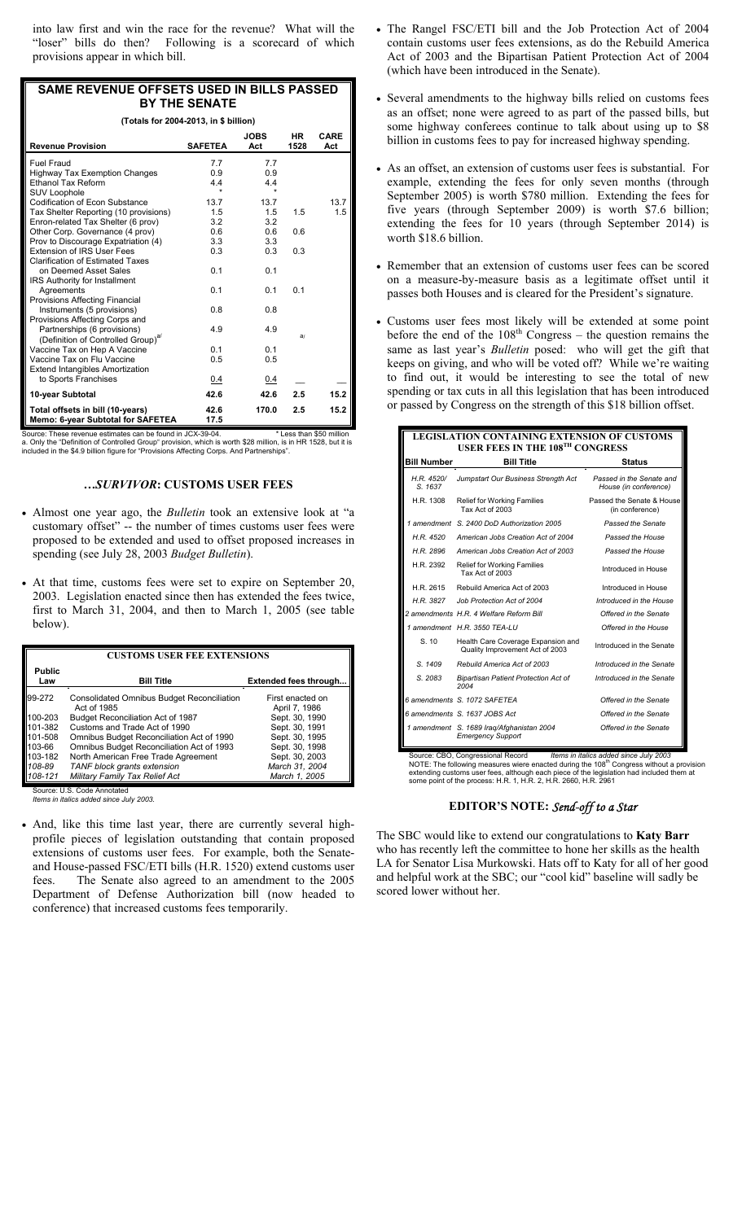into law first and win the race for the revenue? What will the "loser" bills do then? Following is a scorecard of which provisions appear in which bill.

## SAME REVENUE OFFSETS USED IN BILLS PASSED BY THE SENATE

(Totals for 2004-2013, in $ billion)

| Revenue Provision | SAFETEA | JOBS Act | HR 1528 | CARE Act |
|---|---|---|---|---|
| Fuel Fraud | 7.7 | 7.7 | | |
| Highway Tax Exemption Changes | 0.9 | 0.9 | | |
| Ethanol Tax Reform | 4.4 | 4.4 | | |
| SUV Loophole | * | * | | |
| Codification of Econ Substance | 13.7 | 13.7 | | 13.7 |
| Tax Shelter Reporting (10 provisions) | 1.5 | 1.5 | 1.5 | 1.5 |
| Enron-related Tax Shelter (6 prov) | 3.2 | 3.2 | | |
| Other Corp. Governance (4 prov) | 0.6 | 0.6 | 0.6 | |
| Prov to Discourage Expatriation (4) | 3.3 | 3.3 | | |
| Extension of IRS User Fees | 0.3 | 0.3 | 0.3 | |
| Clarification of Estimated Taxes on Deemed Asset Sales | 0.1 | 0.1 | | |
| IRS Authority for Installment Agreements | 0.1 | 0.1 | 0.1 | |
| Provisions Affecting Financial Instruments (5 provisions) | 0.8 | 0.8 | | |
| Provisions Affecting Corps and Partnerships (6 provisions) (Definition of Controlled Group)[a/] | 4.9 | 4.9 | a/ | |
| Vaccine Tax on Hep A Vaccine | 0.1 | 0.1 | | |
| Vaccine Tax on Flu Vaccine | 0.5 | 0.5 | | |
| Extend Intangibles Amortization to Sports Franchises | 0.4 | 0.4 | __ | __ |
| **10-year Subtotal** | **42.6** | **42.6** | **2.5** | **15.2** |
| **Total offsets in bill (10-years)** | **42.6** | **170.0** | **2.5** | **15.2** |
| **Memo: 6-year Subtotal for SAFETEA** | **17.5** | | | |

Source: These revenue estimates can be found in JCX-39-04. * Less than $50 million
a. Only the "Definition of Controlled Group" provision, which is worth $28 million, is in HR 1528, but it is included in the $4.9 billion figure for "Provisions Affecting Corps. And Partnerships".

## …*SURVIVOR*: CUSTOMS USER FEES

- Almost one year ago, the *Bulletin* took an extensive look at "a customary offset" -- the number of times customs user fees were proposed to be extended and used to offset proposed increases in spending (see July 28, 2003 *Budget Bulletin*).
- At that time, customs fees were set to expire on September 20, 2003. Legislation enacted since then has extended the fees twice, first to March 31, 2004, and then to March 1, 2005 (see table below).

### CUSTOMS USER FEE EXTENSIONS

| Public Law | Bill Title | Extended fees through... |
|---|---|---|
| 99-272 | Consolidated Omnibus Budget Reconciliation Act of 1985 | First enacted on April 7, 1986 |
| 100-203 | Budget Reconciliation Act of 1987 | Sept. 30, 1990 |
| 101-382 | Customs and Trade Act of 1990 | Sept. 30, 1991 |
| 101-508 | Omnibus Budget Reconciliation Act of 1990 | Sept. 30, 1995 |
| 103-66 | Omnibus Budget Reconciliation Act of 1993 | Sept. 30, 1998 |
| 103-182 | North American Free Trade Agreement | Sept. 30, 2003 |
| *108-89* | *TANF block grants extension* | *March 31, 2004* |
| *108-121* | *Military Family Tax Relief Act* | *March 1, 2005* |

Source: U.S. Code Annotated
*Items in italics added since July 2003.*

- And, like this time last year, there are currently several high-profile pieces of legislation outstanding that contain proposed extensions of customs user fees. For example, both the Senate- and House-passed FSC/ETI bills (H.R. 1520) extend customs user fees. The Senate also agreed to an amendment to the 2005 Department of Defense Authorization bill (now headed to conference) that increased customs fees temporarily.
- The Rangel FSC/ETI bill and the Job Protection Act of 2004 contain customs user fees extensions, as do the Rebuild America Act of 2003 and the Bipartisan Patient Protection Act of 2004 (which have been introduced in the Senate).
- Several amendments to the highway bills relied on customs fees as an offset; none were agreed to as part of the passed bills, but some highway conferees continue to talk about using up to $8 billion in customs fees to pay for increased highway spending.
- As an offset, an extension of customs user fees is substantial. For example, extending the fees for only seven months (through September 2005) is worth $780 million. Extending the fees for five years (through September 2009) is worth $7.6 billion; extending the fees for 10 years (through September 2014) is worth $18.6 billion.
- Remember that an extension of customs user fees can be scored on a measure-by-measure basis as a legitimate offset until it passes both Houses and is cleared for the President's signature.
- Customs user fees most likely will be extended at some point before the end of the 108th Congress – the question remains the same as last year's *Bulletin* posed: who will get the gift that keeps on giving, and who will be voted off? While we're waiting to find out, it would be interesting to see the total of new spending or tax cuts in all this legislation that has been introduced or passed by Congress on the strength of this $18 billion offset.

### LEGISLATION CONTAINING EXTENSION OF CUSTOMS USER FEES IN THE 108TH CONGRESS

| Bill Number | Bill Title | Status |
|---|---|---|
| *H.R. 4520/ S. 1637* | *Jumpstart Our Business Strength Act* | *Passed in the Senate and House (in conference)* |
| H.R. 1308 | Relief for Working Families Tax Act of 2003 | Passed the Senate & House (in conference) |
| *1 amendment* | *S. 2400 DoD Authorization 2005* | *Passed the Senate* |
| *H.R. 4520* | *American Jobs Creation Act of 2004* | *Passed the House* |
| *H.R. 2896* | *American Jobs Creation Act of 2003* | *Passed the House* |
| H.R. 2392 | Relief for Working Families Tax Act of 2003 | Introduced in House |
| H.R. 2615 | Rebuild America Act of 2003 | Introduced in House |
| *H.R. 3827* | *Job Protection Act of 2004* | *Introduced in the House* |
| *2 amendments* | *H.R. 4 Welfare Reform Bill* | *Offered in the Senate* |
| *1 amendment* | *H.R. 3550 TEA-LU* | *Offered in the House* |
| S. 10 | Health Care Coverage Expansion and Quality Improvement Act of 2003 | Introduced in the Senate |
| *S. 1409* | *Rebuild America Act of 2003* | *Introduced in the Senate* |
| *S. 2083* | *Bipartisan Patient Protection Act of 2004* | *Introduced in the Senate* |
| *6 amendments* | *S. 1072 SAFETEA* | *Offered in the Senate* |
| *6 amendments* | *S. 1637 JOBS Act* | *Offered in the Senate* |
| *1 amendment* | *S. 1689 Iraq/Afghanistan 2004 Emergency Support* | *Offered in the Senate* |

Source: CBO, Congressional Record *Items in italics added since July 2003*
NOTE: The following measures were enacted during the 108th Congress without a provision extending customs user fees, although each piece of the legislation had included them at some point of the process: H.R. 1, H.R. 2, H.R. 2660, H.R. 2961

## EDITOR'S NOTE: *Send-off to a Star*

The SBC would like to extend our congratulations to **Katy Barr** who has recently left the committee to hone her skills as the health LA for Senator Lisa Murkowski. Hats off to Katy for all of her good and helpful work at the SBC; our "cool kid" baseline will sadly be scored lower without her.